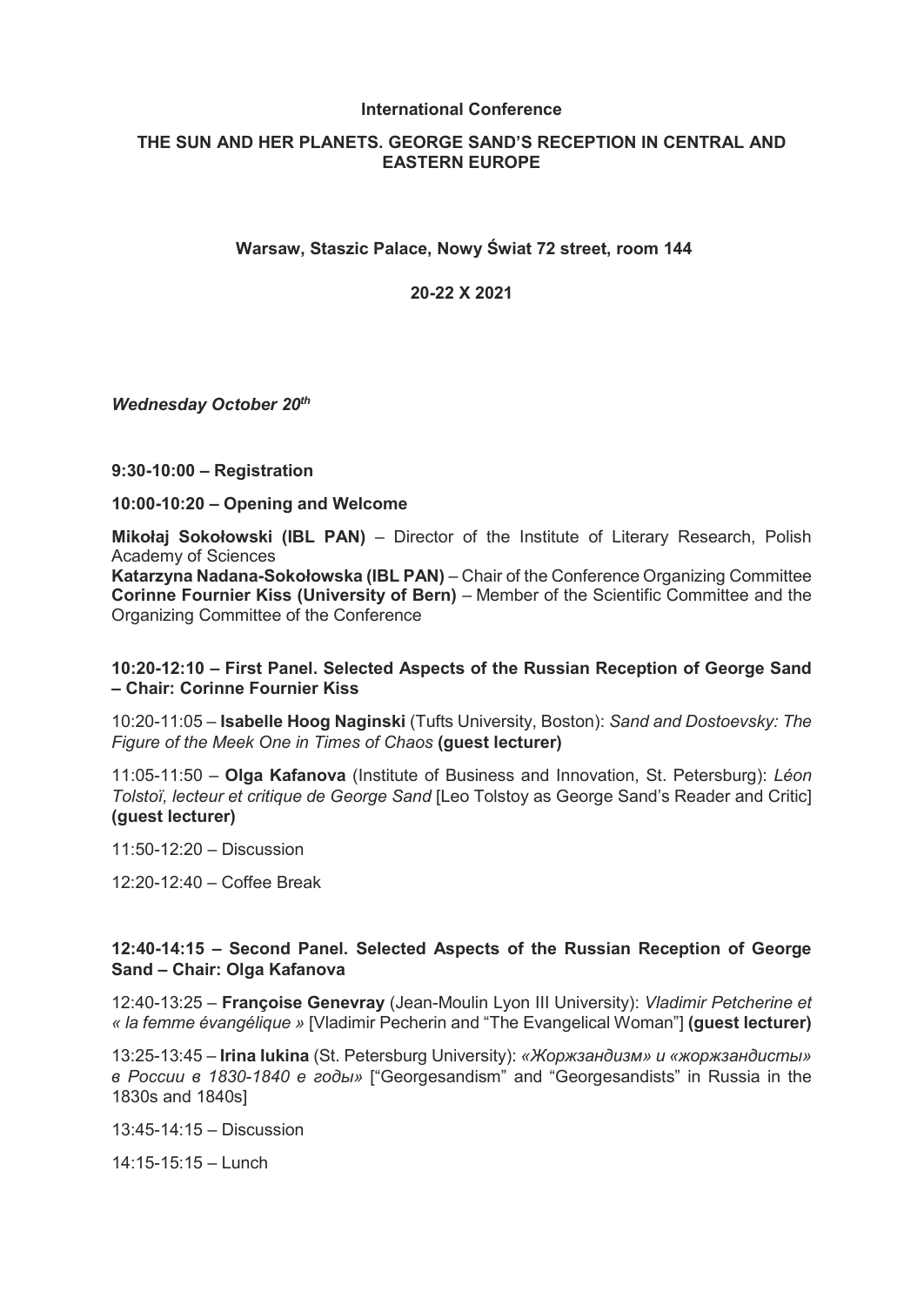**International Conference**

# THE SUN AND HER PLANETS. GEORGE SAND'S RECEPTION IN CENTRAL AND EASTERN EUROPE

**Warsaw, Staszic Palace, Nowy Świat 72 street, room 144**

**20-22 X 2021**

***Wednesday October 20th***

**9:30-10:00 – Registration**

**10:00-10:20 – Opening and Welcome**

**Mikołaj Sokołowski (IBL PAN)** – Director of the Institute of Literary Research, Polish Academy of Sciences
**Katarzyna Nadana-Sokołowska (IBL PAN)** – Chair of the Conference Organizing Committee
**Corinne Fournier Kiss (University of Bern)** – Member of the Scientific Committee and the Organizing Committee of the Conference

**10:20-12:10 – First Panel. Selected Aspects of the Russian Reception of George Sand – Chair: Corinne Fournier Kiss**

10:20-11:05 – **Isabelle Hoog Naginski** (Tufts University, Boston): *Sand and Dostoevsky: The Figure of the Meek One in Times of Chaos* **(guest lecturer)**

11:05-11:50 – **Olga Kafanova** (Institute of Business and Innovation, St. Petersburg): *Léon Tolstoï, lecteur et critique de George Sand* [Leo Tolstoy as George Sand's Reader and Critic] **(guest lecturer)**

11:50-12:20 – Discussion

12:20-12:40 – Coffee Break

**12:40-14:15 – Second Panel. Selected Aspects of the Russian Reception of George Sand – Chair: Olga Kafanova**

12:40-13:25 – **Françoise Genevray** (Jean-Moulin Lyon III University): *Vladimir Petcherine et « la femme évangélique »* [Vladimir Pecherin and "The Evangelical Woman"] **(guest lecturer)**

13:25-13:45 – **Irina Iukina** (St. Petersburg University): *«Жоржзандизм» и «жоржзандисты» в России в 1830-1840 е годы»* ["Georgesandism" and "Georgesandists" in Russia in the 1830s and 1840s]

13:45-14:15 – Discussion

14:15-15:15 – Lunch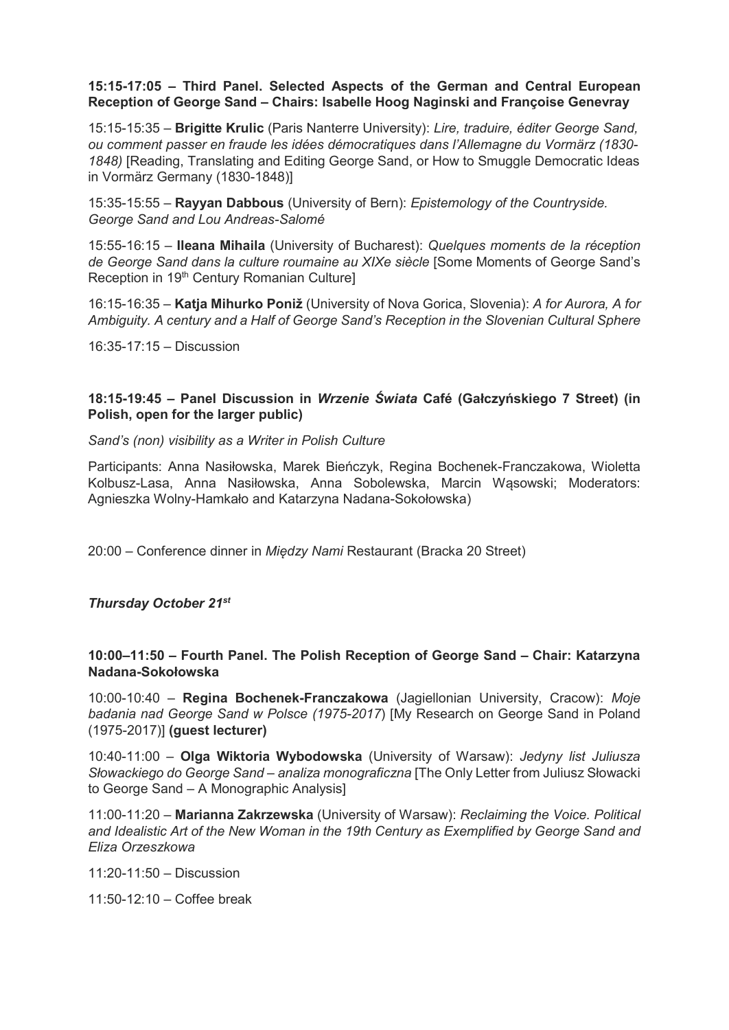**15:15-17:05 – Third Panel. Selected Aspects of the German and Central European Reception of George Sand – Chairs: Isabelle Hoog Naginski and Françoise Genevray**

15:15-15:35 – **Brigitte Krulic** (Paris Nanterre University): *Lire, traduire, éditer George Sand, ou comment passer en fraude les idées démocratiques dans l'Allemagne du Vormärz (1830-1848)* [Reading, Translating and Editing George Sand, or How to Smuggle Democratic Ideas in Vormärz Germany (1830-1848)]

15:35-15:55 – **Rayyan Dabbous** (University of Bern): *Epistemology of the Countryside. George Sand and Lou Andreas-Salomé*

15:55-16:15 – **Ileana Mihaila** (University of Bucharest): *Quelques moments de la réception de George Sand dans la culture roumaine au XIXe siècle* [Some Moments of George Sand's Reception in 19th Century Romanian Culture]

16:15-16:35 – **Katja Mihurko Poniž** (University of Nova Gorica, Slovenia): *A for Aurora, A for Ambiguity. A century and a Half of George Sand's Reception in the Slovenian Cultural Sphere*

16:35-17:15 – Discussion

**18:15-19:45 – Panel Discussion in *Wrzenie Świata* Café (Gałczyńskiego 7 Street) (in Polish, open for the larger public)**

*Sand's (non) visibility as a Writer in Polish Culture*

Participants: Anna Nasiłowska, Marek Bieńczyk, Regina Bochenek-Franczakowa, Wioletta Kolbusz-Lasa, Anna Nasiłowska, Anna Sobolewska, Marcin Wąsowski; Moderators: Agnieszka Wolny-Hamkało and Katarzyna Nadana-Sokołowska)

20:00 – Conference dinner in *Między Nami* Restaurant (Bracka 20 Street)

***Thursday October 21st***

**10:00–11:50 – Fourth Panel. The Polish Reception of George Sand – Chair: Katarzyna Nadana-Sokołowska**

10:00-10:40 – **Regina Bochenek-Franczakowa** (Jagiellonian University, Cracow): *Moje badania nad George Sand w Polsce (1975-2017*) [My Research on George Sand in Poland (1975-2017)] **(guest lecturer)**

10:40-11:00 – **Olga Wiktoria Wybodowska** (University of Warsaw): *Jedyny list Juliusza Słowackiego do George Sand – analiza monograficzna* [The Only Letter from Juliusz Słowacki to George Sand – A Monographic Analysis]

11:00-11:20 – **Marianna Zakrzewska** (University of Warsaw): *Reclaiming the Voice. Political and Idealistic Art of the New Woman in the 19th Century as Exemplified by George Sand and Eliza Orzeszkowa*

11:20-11:50 – Discussion

11:50-12:10 – Coffee break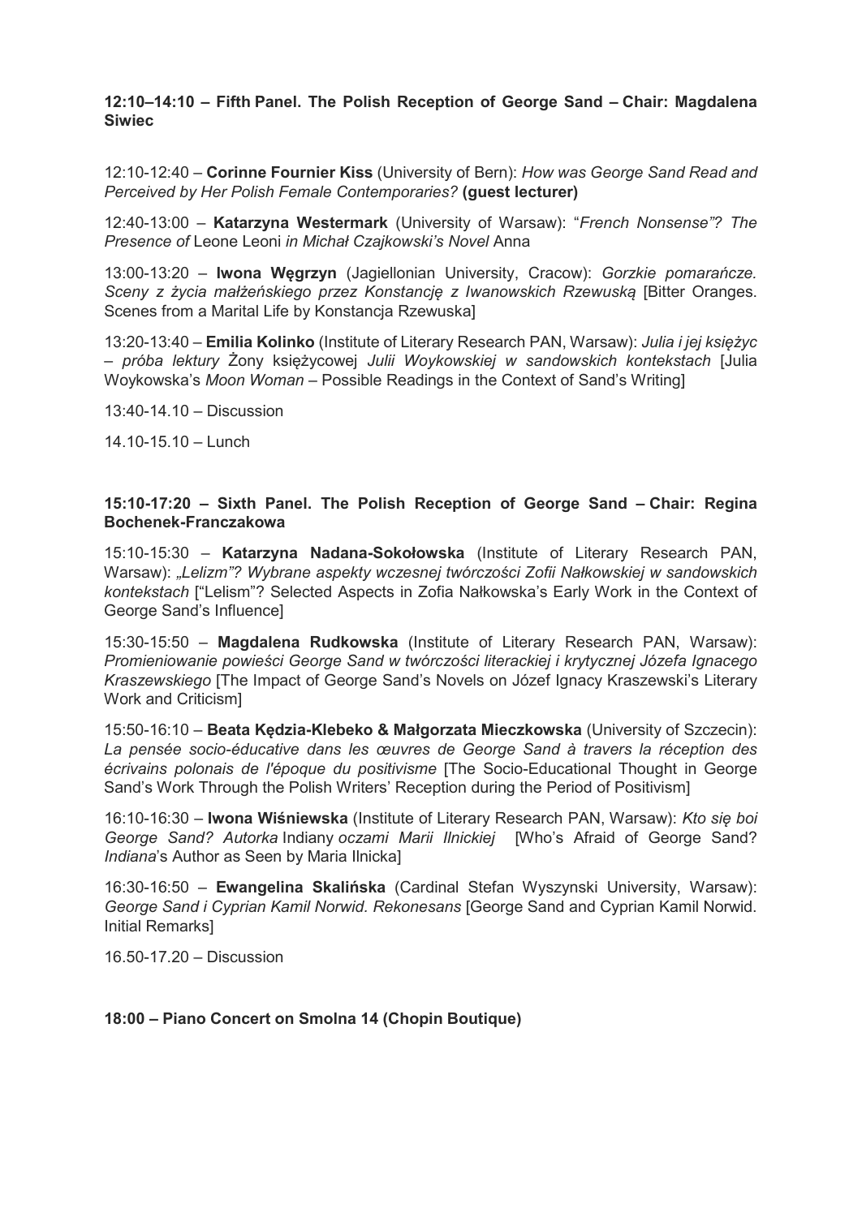**12:10–14:10 – Fifth Panel. The Polish Reception of George Sand – Chair: Magdalena Siwiec**

12:10-12:40 – **Corinne Fournier Kiss** (University of Bern): *How was George Sand Read and Perceived by Her Polish Female Contemporaries?* **(guest lecturer)**

12:40-13:00 – **Katarzyna Westermark** (University of Warsaw): "*French Nonsense"? The Presence of* Leone Leoni *in Michał Czajkowski's Novel* Anna

13:00-13:20 – **Iwona Węgrzyn** (Jagiellonian University, Cracow): *Gorzkie pomarańcze. Sceny z życia małżeńskiego przez Konstancję z Iwanowskich Rzewuską* [Bitter Oranges. Scenes from a Marital Life by Konstancja Rzewuska]

13:20-13:40 – **Emilia Kolinko** (Institute of Literary Research PAN, Warsaw): *Julia i jej księżyc – próba lektury* Żony księżycowej *Julii Woykowskiej w sandowskich kontekstach* [Julia Woykowska's *Moon Woman* – Possible Readings in the Context of Sand's Writing]

13:40-14.10 – Discussion

14.10-15.10 – Lunch

**15:10-17:20 – Sixth Panel. The Polish Reception of George Sand – Chair: Regina Bochenek-Franczakowa**

15:10-15:30 – **Katarzyna Nadana-Sokołowska** (Institute of Literary Research PAN, Warsaw): *„Lelizm"? Wybrane aspekty wczesnej twórczości Zofii Nałkowskiej w sandowskich kontekstach* ["Lelism"? Selected Aspects in Zofia Nałkowska's Early Work in the Context of George Sand's Influence]

15:30-15:50 – **Magdalena Rudkowska** (Institute of Literary Research PAN, Warsaw): *Promieniowanie powieści George Sand w twórczości literackiej i krytycznej Józefa Ignacego Kraszewskiego* [The Impact of George Sand's Novels on Józef Ignacy Kraszewski's Literary Work and Criticism]

15:50-16:10 – **Beata Kędzia-Klebeko & Małgorzata Mieczkowska** (University of Szczecin): *La pensée socio-éducative dans les œuvres de George Sand à travers la réception des écrivains polonais de l'époque du positivisme* [The Socio-Educational Thought in George Sand's Work Through the Polish Writers' Reception during the Period of Positivism]

16:10-16:30 – **Iwona Wiśniewska** (Institute of Literary Research PAN, Warsaw): *Kto się boi George Sand? Autorka* Indiany *oczami Marii Ilnickiej* [Who's Afraid of George Sand? *Indiana*'s Author as Seen by Maria Ilnicka]

16:30-16:50 – **Ewangelina Skalińska** (Cardinal Stefan Wyszynski University, Warsaw): *George Sand i Cyprian Kamil Norwid. Rekonesans* [George Sand and Cyprian Kamil Norwid. Initial Remarks]

16.50-17.20 – Discussion

**18:00 – Piano Concert on Smolna 14 (Chopin Boutique)**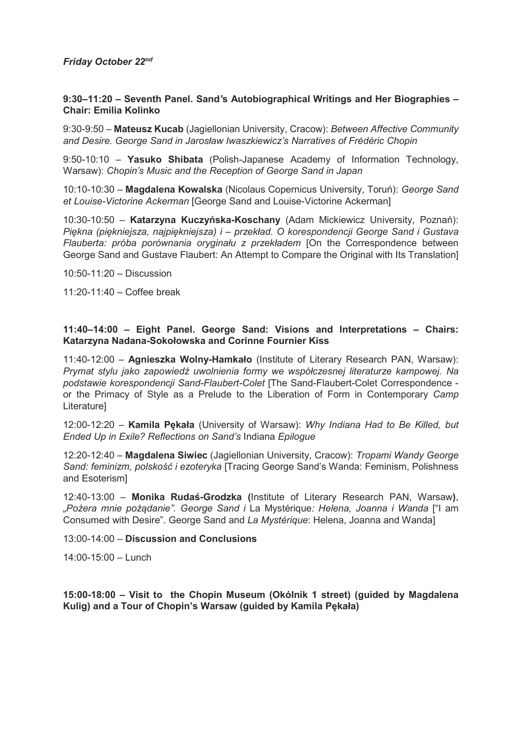***Friday October 22nd***

**9:30–11:20 – Seventh Panel. Sand's Autobiographical Writings and Her Biographies – Chair: Emilia Kolinko**

9:30-9:50 – **Mateusz Kucab** (Jagiellonian University, Cracow): *Between Affective Community and Desire. George Sand in Jarosław Iwaszkiewicz's Narratives of Frédéric Chopin*

9:50-10:10 – **Yasuko Shibata** (Polish-Japanese Academy of Information Technology, Warsaw): *Chopin's Music and the Reception of George Sand in Japan*

10:10-10:30 – **Magdalena Kowalska** (Nicolaus Copernicus University, Toruń): *George Sand et Louise-Victorine Ackerman* [George Sand and Louise-Victorine Ackerman]

10:30-10:50 – **Katarzyna Kuczyńska-Koschany** (Adam Mickiewicz University, Poznań): *Piękna (piękniejsza, najpiękniejsza) i – przekład. O korespondencji George Sand i Gustava Flauberta: próba porównania oryginału z przekładem* [On the Correspondence between George Sand and Gustave Flaubert: An Attempt to Compare the Original with Its Translation]

10:50-11:20 – Discussion

11:20-11:40 – Coffee break

**11:40–14:00 – Eight Panel. George Sand: Visions and Interpretations – Chairs: Katarzyna Nadana-Sokołowska and Corinne Fournier Kiss**

11:40-12:00 – **Agnieszka Wolny-Hamkało** (Institute of Literary Research PAN, Warsaw): *Prymat stylu jako zapowiedź uwolnienia formy we współczesnej literaturze kampowej. Na podstawie korespondencji Sand-Flaubert-Colet* [The Sand-Flaubert-Colet Correspondence - or the Primacy of Style as a Prelude to the Liberation of Form in Contemporary *Camp* Literature]

12:00-12:20 – **Kamila Pękała** (University of Warsaw): *Why Indiana Had to Be Killed, but Ended Up in Exile? Reflections on Sand's* Indiana *Epilogue*

12:20-12:40 – **Magdalena Siwiec** (Jagiellonian University, Cracow): *Tropami Wandy George Sand: feminizm, polskość i ezoteryka* [Tracing George Sand's Wanda: Feminism, Polishness and Esoterism]

12:40-13:00 – **Monika Rudaś-Grodzka (**Institute of Literary Research PAN, Warsaw**)**, *„Pożera mnie pożądanie". George Sand i* La Mystérique*: Helena, Joanna i Wanda* ["I am Consumed with Desire". George Sand and *La Mystérique*: Helena, Joanna and Wanda]

13:00-14:00 – **Discussion and Conclusions**

14:00-15:00 – Lunch

**15:00-18:00 – Visit to the Chopin Museum (Okólnik 1 street) (guided by Magdalena Kulig) and a Tour of Chopin's Warsaw (guided by Kamila Pękała)**